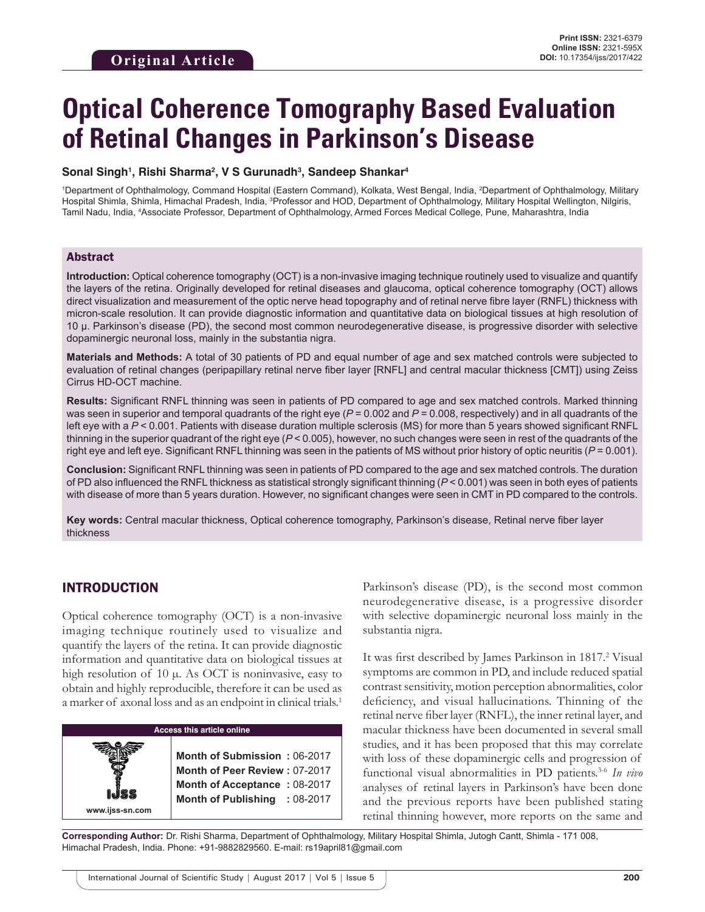**Original Article**

Print ISSN: 2321-6379
Online ISSN: 2321-595X
DOI: 10.17354/ijss/2017/422

# Optical Coherence Tomography Based Evaluation of Retinal Changes in Parkinson's Disease

**Sonal Singh[1], Rishi Sharma[2], V S Gurunadh[3], Sandeep Shankar[4]**

[1]Department of Ophthalmology, Command Hospital (Eastern Command), Kolkata, West Bengal, India, [2]Department of Ophthalmology, Military Hospital Shimla, Shimla, Himachal Pradesh, India, [3]Professor and HOD, Department of Ophthalmology, Military Hospital Wellington, Nilgiris, Tamil Nadu, India, [4]Associate Professor, Department of Ophthalmology, Armed Forces Medical College, Pune, Maharashtra, India

## Abstract

**Introduction:** Optical coherence tomography (OCT) is a non-invasive imaging technique routinely used to visualize and quantify the layers of the retina. Originally developed for retinal diseases and glaucoma, optical coherence tomography (OCT) allows direct visualization and measurement of the optic nerve head topography and of retinal nerve fibre layer (RNFL) thickness with micron-scale resolution. It can provide diagnostic information and quantitative data on biological tissues at high resolution of 10 μ. Parkinson's disease (PD), the second most common neurodegenerative disease, is progressive disorder with selective dopaminergic neuronal loss, mainly in the substantia nigra.

**Materials and Methods:** A total of 30 patients of PD and equal number of age and sex matched controls were subjected to evaluation of retinal changes (peripapillary retinal nerve fiber layer [RNFL] and central macular thickness [CMT]) using Zeiss Cirrus HD-OCT machine.

**Results:** Significant RNFL thinning was seen in patients of PD compared to age and sex matched controls. Marked thinning was seen in superior and temporal quadrants of the right eye ($P = 0.002$ and $P = 0.008$, respectively) and in all quadrants of the left eye with a $P < 0.001$. Patients with disease duration multiple sclerosis (MS) for more than 5 years showed significant RNFL thinning in the superior quadrant of the right eye ($P < 0.005$), however, no such changes were seen in rest of the quadrants of the right eye and left eye. Significant RNFL thinning was seen in the patients of MS without prior history of optic neuritis ($P = 0.001$).

**Conclusion:** Significant RNFL thinning was seen in patients of PD compared to the age and sex matched controls. The duration of PD also influenced the RNFL thickness as statistical strongly significant thinning ($P < 0.001$) was seen in both eyes of patients with disease of more than 5 years duration. However, no significant changes were seen in CMT in PD compared to the controls.

**Key words:** Central macular thickness, Optical coherence tomography, Parkinson's disease, Retinal nerve fiber layer thickness

## INTRODUCTION

Optical coherence tomography (OCT) is a non-invasive imaging technique routinely used to visualize and quantify the layers of the retina. It can provide diagnostic information and quantitative data on biological tissues at high resolution of 10 μ. As OCT is noninvasive, easy to obtain and highly reproducible, therefore it can be used as a marker of axonal loss and as an endpoint in clinical trials.[1]

| Access this article online | |
|---|---|
| www.ijss-sn.com | **Month of Submission :** 06-2017<br>**Month of Peer Review :** 07-2017<br>**Month of Acceptance :** 08-2017<br>**Month of Publishing :** 08-2017 |

Parkinson's disease (PD), is the second most common neurodegenerative disease, is a progressive disorder with selective dopaminergic neuronal loss mainly in the substantia nigra.

It was first described by James Parkinson in 1817.[2] Visual symptoms are common in PD, and include reduced spatial contrast sensitivity, motion perception abnormalities, color deficiency, and visual hallucinations. Thinning of the retinal nerve fiber layer (RNFL), the inner retinal layer, and macular thickness have been documented in several small studies, and it has been proposed that this may correlate with loss of these dopaminergic cells and progression of functional visual abnormalities in PD patients.[3-6] *In vivo* analyses of retinal layers in Parkinson's have been done and the previous reports have been published stating retinal thinning however, more reports on the same and

**Corresponding Author:** Dr. Rishi Sharma, Department of Ophthalmology, Military Hospital Shimla, Jutogh Cantt, Shimla - 171 008, Himachal Pradesh, India. Phone: +91-9882829560. E-mail: rs19april81@gmail.com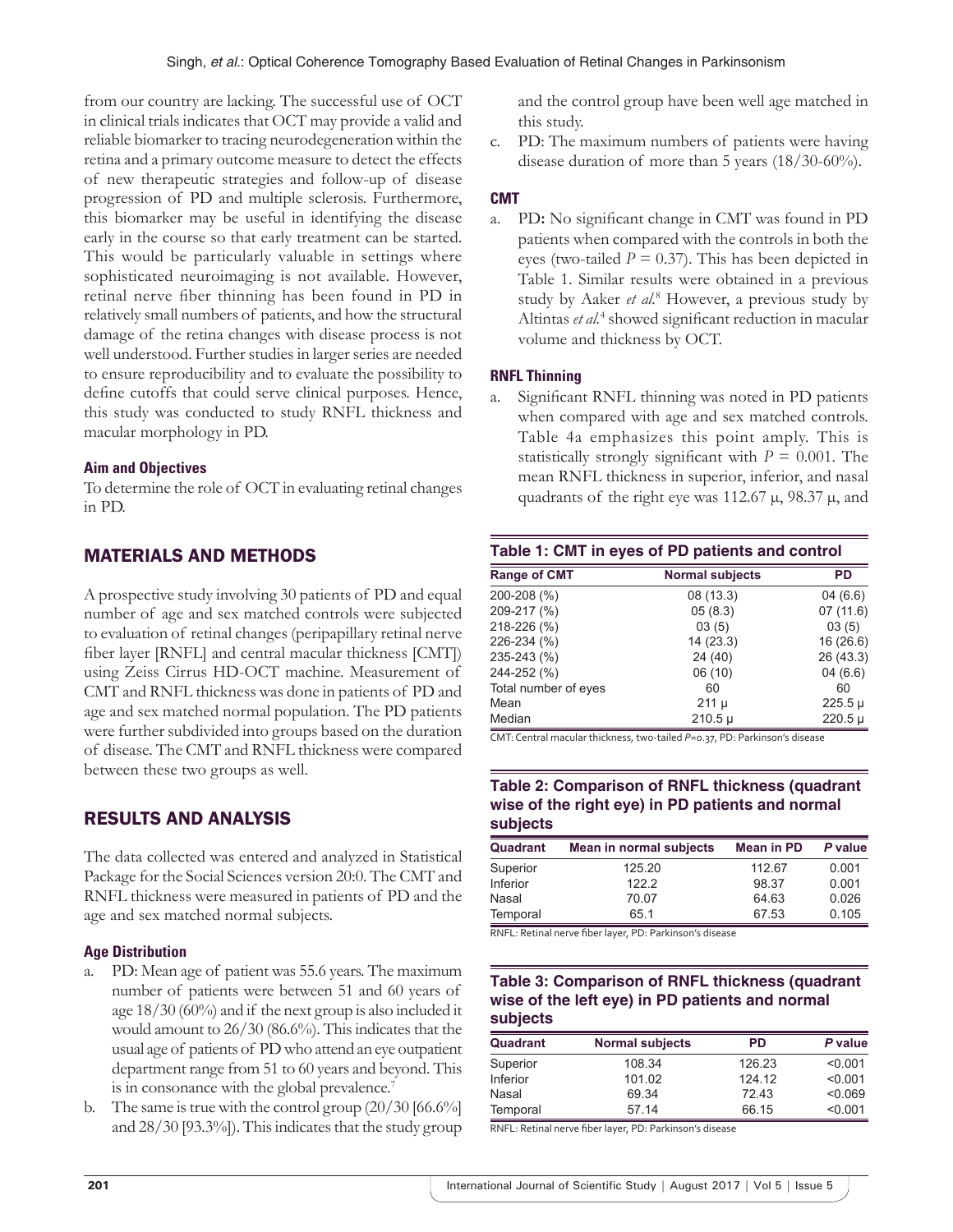from our country are lacking. The successful use of OCT in clinical trials indicates that OCT may provide a valid and reliable biomarker to tracing neurodegeneration within the retina and a primary outcome measure to detect the effects of new therapeutic strategies and follow-up of disease progression of PD and multiple sclerosis. Furthermore, this biomarker may be useful in identifying the disease early in the course so that early treatment can be started. This would be particularly valuable in settings where sophisticated neuroimaging is not available. However, retinal nerve fiber thinning has been found in PD in relatively small numbers of patients, and how the structural damage of the retina changes with disease process is not well understood. Further studies in larger series are needed to ensure reproducibility and to evaluate the possibility to define cutoffs that could serve clinical purposes. Hence, this study was conducted to study RNFL thickness and macular morphology in PD.

### Aim and Objectives

To determine the role of OCT in evaluating retinal changes in PD.

## MATERIALS AND METHODS

A prospective study involving 30 patients of PD and equal number of age and sex matched controls were subjected to evaluation of retinal changes (peripapillary retinal nerve fiber layer [RNFL] and central macular thickness [CMT]) using Zeiss Cirrus HD-OCT machine. Measurement of CMT and RNFL thickness was done in patients of PD and age and sex matched normal population. The PD patients were further subdivided into groups based on the duration of disease. The CMT and RNFL thickness were compared between these two groups as well.

## RESULTS AND ANALYSIS

The data collected was entered and analyzed in Statistical Package for the Social Sciences version 20:0. The CMT and RNFL thickness were measured in patients of PD and the age and sex matched normal subjects.

### Age Distribution

a. PD: Mean age of patient was 55.6 years. The maximum number of patients were between 51 and 60 years of age 18/30 (60%) and if the next group is also included it would amount to 26/30 (86.6%). This indicates that the usual age of patients of PD who attend an eye outpatient department range from 51 to 60 years and beyond. This is in consonance with the global prevalence.[7]
b. The same is true with the control group (20/30 [66.6%] and 28/30 [93.3%]). This indicates that the study group and the control group have been well age matched in this study.
c. PD: The maximum numbers of patients were having disease duration of more than 5 years (18/30-60%).

### CMT

a. PD**:** No significant change in CMT was found in PD patients when compared with the controls in both the eyes (two-tailed $P = 0.37$). This has been depicted in Table 1. Similar results were obtained in a previous study by Aaker *et al*.[8] However, a previous study by Altintas *et al*.[4] showed significant reduction in macular volume and thickness by OCT.

### RNFL Thinning

a. Significant RNFL thinning was noted in PD patients when compared with age and sex matched controls. Table 4a emphasizes this point amply. This is statistically strongly significant with $P = 0.001$. The mean RNFL thickness in superior, inferior, and nasal quadrants of the right eye was 112.67 μ, 98.37 μ, and

**Table 1: CMT in eyes of PD patients and control**

| Range of CMT | Normal subjects | PD |
|---|---|---|
| 200-208 (%) | 08 (13.3) | 04 (6.6) |
| 209-217 (%) | 05 (8.3) | 07 (11.6) |
| 218-226 (%) | 03 (5) | 03 (5) |
| 226-234 (%) | 14 (23.3) | 16 (26.6) |
| 235-243 (%) | 24 (40) | 26 (43.3) |
| 244-252 (%) | 06 (10) | 04 (6.6) |
| Total number of eyes | 60 | 60 |
| Mean | 211 μ | 225.5 μ |
| Median | 210.5 μ | 220.5 μ |

CMT: Central macular thickness, two-tailed $P$=0.37, PD: Parkinson's disease

**Table 2: Comparison of RNFL thickness (quadrant wise of the right eye) in PD patients and normal subjects**

| Quadrant | Mean in normal subjects | Mean in PD | P value |
|---|---|---|---|
| Superior | 125.20 | 112.67 | 0.001 |
| Inferior | 122.2 | 98.37 | 0.001 |
| Nasal | 70.07 | 64.63 | 0.026 |
| Temporal | 65.1 | 67.53 | 0.105 |

RNFL: Retinal nerve fiber layer, PD: Parkinson's disease

**Table 3: Comparison of RNFL thickness (quadrant wise of the left eye) in PD patients and normal subjects**

| Quadrant | Normal subjects | PD | P value |
|---|---|---|---|
| Superior | 108.34 | 126.23 | <0.001 |
| Inferior | 101.02 | 124.12 | <0.001 |
| Nasal | 69.34 | 72.43 | <0.069 |
| Temporal | 57.14 | 66.15 | <0.001 |

RNFL: Retinal nerve fiber layer, PD: Parkinson's disease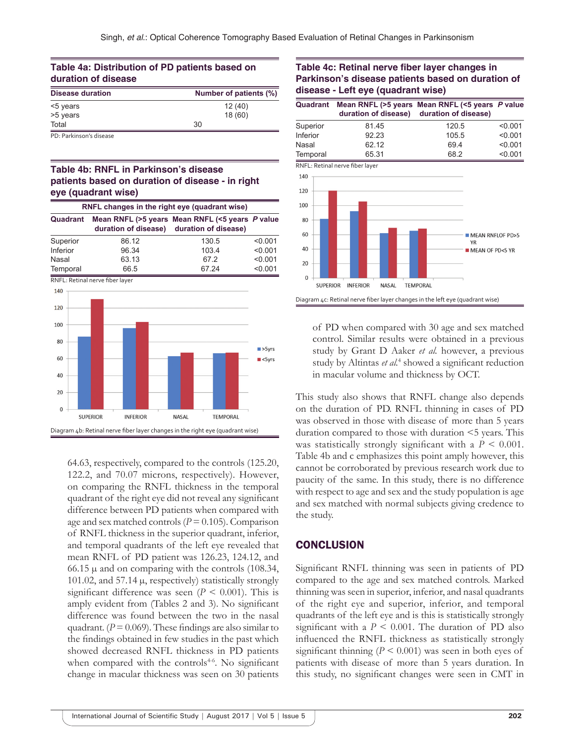**Table 4a: Distribution of PD patients based on duration of disease**

| Disease duration | Number of patients (%) |
|---|---|
| <5 years | 12 (40) |
| >5 years | 18 (60) |
| Total | 30 |

PD: Parkinson's disease

**Table 4b: RNFL in Parkinson's disease patients based on duration of disease - in right eye (quadrant wise)**

| RNFL changes in the right eye (quadrant wise) | | | |
|---|---|---|---|
| Quadrant | Mean RNFL (>5 years duration of disease) | Mean RNFL (<5 years duration of disease) | P value |
| Superior | 86.12 | 130.5 | <0.001 |
| Inferior | 96.34 | 103.4 | <0.001 |
| Nasal | 63.13 | 67.2 | <0.001 |
| Temporal | 66.5 | 67.24 | <0.001 |

RNFL: Retinal nerve fiber layer

Diagram 4b: Retinal nerve fiber layer changes in the right eye (quadrant wise)

**Table 4c: Retinal nerve fiber layer changes in Parkinson's disease patients based on duration of disease - Left eye (quadrant wise)**

| Quadrant | Mean RNFL (>5 years duration of disease) | Mean RNFL (<5 years duration of disease) | P value |
|---|---|---|---|
| Superior | 81.45 | 120.5 | <0.001 |
| Inferior | 92.23 | 105.5 | <0.001 |
| Nasal | 62.12 | 69.4 | <0.001 |
| Temporal | 65.31 | 68.2 | <0.001 |

RNFL: Retinal nerve fiber layer

Diagram 4c: Retinal nerve fiber layer changes in the left eye (quadrant wise)

64.63, respectively, compared to the controls (125.20, 122.2, and 70.07 microns, respectively). However, on comparing the RNFL thickness in the temporal quadrant of the right eye did not reveal any significant difference between PD patients when compared with age and sex matched controls ($P = 0.105$). Comparison of RNFL thickness in the superior quadrant, inferior, and temporal quadrants of the left eye revealed that mean RNFL of PD patient was 126.23, 124.12, and 66.15 μ and on comparing with the controls (108.34, 101.02, and 57.14 μ, respectively) statistically strongly significant difference was seen ($P < 0.001$). This is amply evident from (Tables 2 and 3). No significant difference was found between the two in the nasal quadrant. ($P = 0.069$). These findings are also similar to the findings obtained in few studies in the past which showed decreased RNFL thickness in PD patients when compared with the controls[4-6]. No significant change in macular thickness was seen on 30 patients of PD when compared with 30 age and sex matched control. Similar results were obtained in a previous study by Grant D Aaker *et al.* however, a previous study by Altintas *et al.*[4] showed a significant reduction in macular volume and thickness by OCT.

This study also shows that RNFL change also depends on the duration of PD. RNFL thinning in cases of PD was observed in those with disease of more than 5 years duration compared to those with duration <5 years. This was statistically strongly significant with a $P < 0.001$. Table 4b and c emphasizes this point amply however, this cannot be corroborated by previous research work due to paucity of the same. In this study, there is no difference with respect to age and sex and the study population is age and sex matched with normal subjects giving credence to the study.

## CONCLUSION

Significant RNFL thinning was seen in patients of PD compared to the age and sex matched controls. Marked thinning was seen in superior, inferior, and nasal quadrants of the right eye and superior, inferior, and temporal quadrants of the left eye and is this is statistically strongly significant with a $P < 0.001$. The duration of PD also influenced the RNFL thickness as statistically strongly significant thinning ($P < 0.001$) was seen in both eyes of patients with disease of more than 5 years duration. In this study, no significant changes were seen in CMT in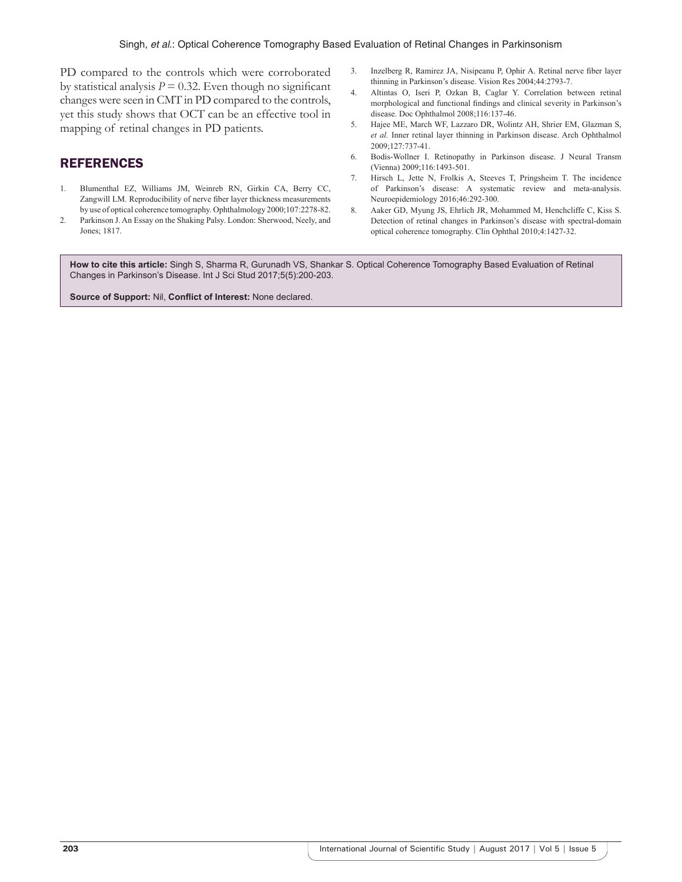PD compared to the controls which were corroborated by statistical analysis $P = 0.32$. Even though no significant changes were seen in CMT in PD compared to the controls, yet this study shows that OCT can be an effective tool in mapping of retinal changes in PD patients.

## REFERENCES

1. Blumenthal EZ, Williams JM, Weinreb RN, Girkin CA, Berry CC, Zangwill LM. Reproducibility of nerve fiber layer thickness measurements by use of optical coherence tomography. Ophthalmology 2000;107:2278-82.
2. Parkinson J. An Essay on the Shaking Palsy. London: Sherwood, Neely, and Jones; 1817.
3. Inzelberg R, Ramirez JA, Nisipeanu P, Ophir A. Retinal nerve fiber layer thinning in Parkinson's disease. Vision Res 2004;44:2793-7.
4. Altintas O, Iseri P, Ozkan B, Caglar Y. Correlation between retinal morphological and functional findings and clinical severity in Parkinson's disease. Doc Ophthalmol 2008;116:137-46.
5. Hajee ME, March WF, Lazzaro DR, Wolintz AH, Shrier EM, Glazman S, *et al.* Inner retinal layer thinning in Parkinson disease. Arch Ophthalmol 2009;127:737-41.
6. Bodis-Wollner I. Retinopathy in Parkinson disease. J Neural Transm (Vienna) 2009;116:1493-501.
7. Hirsch L, Jette N, Frolkis A, Steeves T, Pringsheim T. The incidence of Parkinson's disease: A systematic review and meta-analysis. Neuroepidemiology 2016;46:292-300.
8. Aaker GD, Myung JS, Ehrlich JR, Mohammed M, Henchcliffe C, Kiss S. Detection of retinal changes in Parkinson's disease with spectral-domain optical coherence tomography. Clin Ophthal 2010;4:1427-32.

**How to cite this article:** Singh S, Sharma R, Gurunadh VS, Shankar S. Optical Coherence Tomography Based Evaluation of Retinal Changes in Parkinson's Disease. Int J Sci Stud 2017;5(5):200-203.

**Source of Support:** Nil, **Conflict of Interest:** None declared.